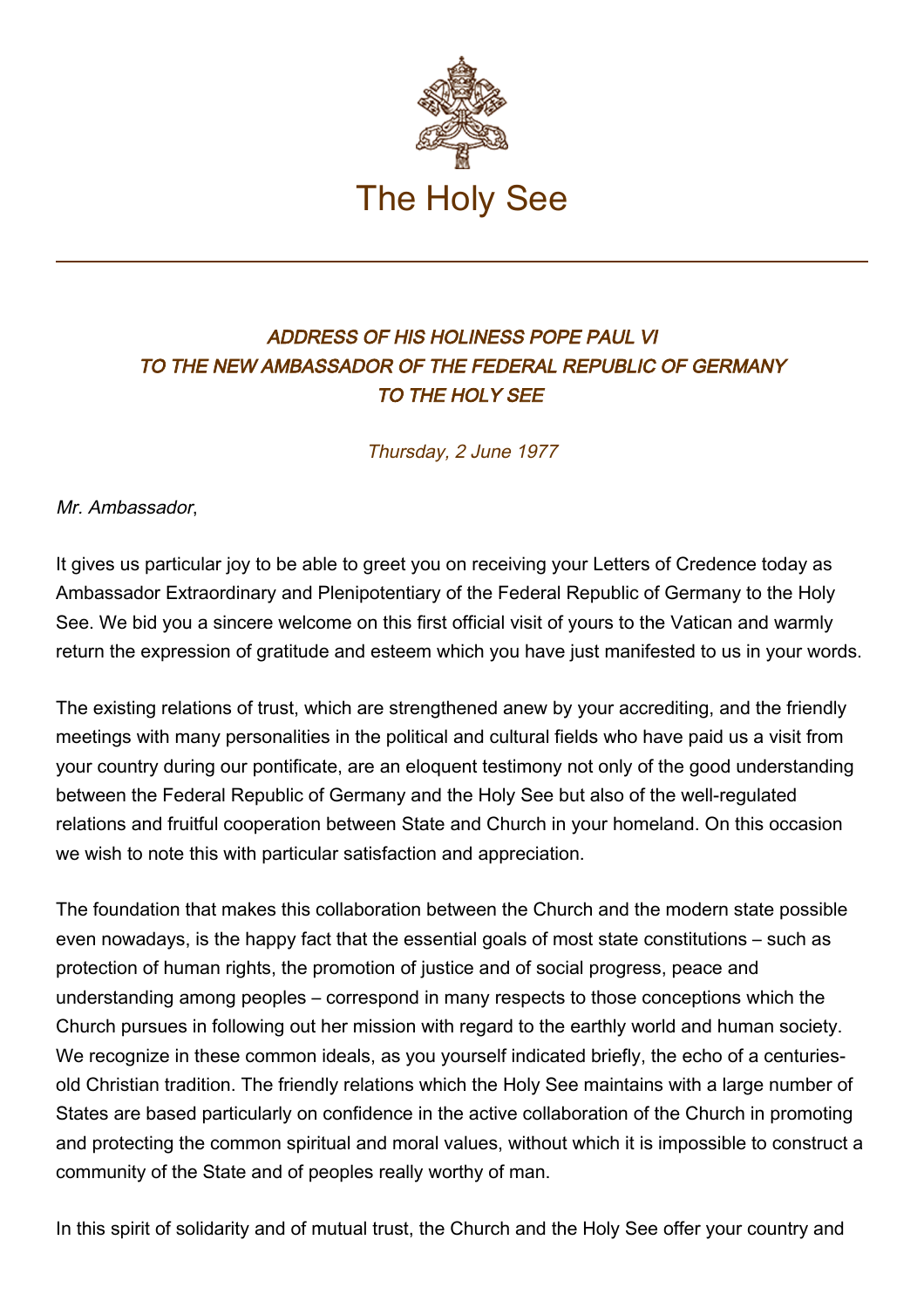# The Holy See

## *ADDRESS OF HIS HOLINESS POPE PAUL VI TO THE NEW AMBASSADOR OF THE FEDERAL REPUBLIC OF GERMANY TO THE HOLY SEE*

*Thursday, 2 June 1977*

*Mr. Ambassador*,

It gives us particular joy to be able to greet you on receiving your Letters of Credence today as Ambassador Extraordinary and Plenipotentiary of the Federal Republic of Germany to the Holy See. We bid you a sincere welcome on this first official visit of yours to the Vatican and warmly return the expression of gratitude and esteem which you have just manifested to us in your words.

The existing relations of trust, which are strengthened anew by your accrediting, and the friendly meetings with many personalities in the political and cultural fields who have paid us a visit from your country during our pontificate, are an eloquent testimony not only of the good understanding between the Federal Republic of Germany and the Holy See but also of the well-regulated relations and fruitful cooperation between State and Church in your homeland. On this occasion we wish to note this with particular satisfaction and appreciation.

The foundation that makes this collaboration between the Church and the modern state possible even nowadays, is the happy fact that the essential goals of most state constitutions – such as protection of human rights, the promotion of justice and of social progress, peace and understanding among peoples – correspond in many respects to those conceptions which the Church pursues in following out her mission with regard to the earthly world and human society. We recognize in these common ideals, as you yourself indicated briefly, the echo of a centuries-old Christian tradition. The friendly relations which the Holy See maintains with a large number of States are based particularly on confidence in the active collaboration of the Church in promoting and protecting the common spiritual and moral values, without which it is impossible to construct a community of the State and of peoples really worthy of man.

In this spirit of solidarity and of mutual trust, the Church and the Holy See offer your country and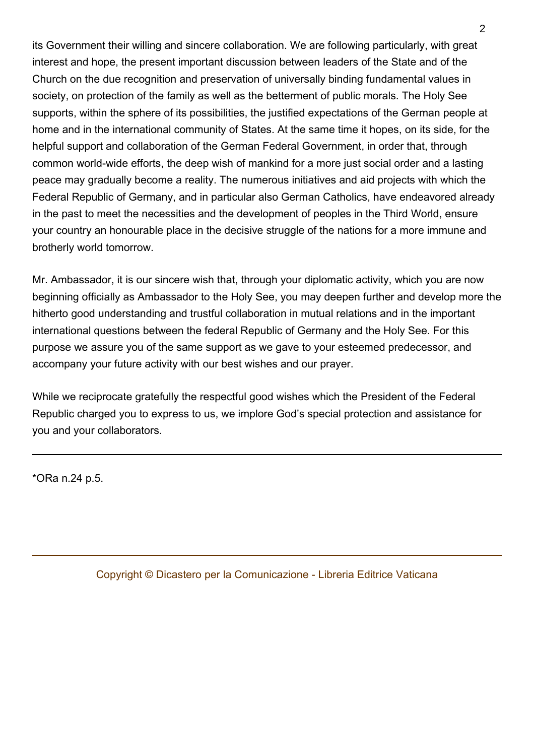its Government their willing and sincere collaboration. We are following particularly, with great interest and hope, the present important discussion between leaders of the State and of the Church on the due recognition and preservation of universally binding fundamental values in society, on protection of the family as well as the betterment of public morals. The Holy See supports, within the sphere of its possibilities, the justified expectations of the German people at home and in the international community of States. At the same time it hopes, on its side, for the helpful support and collaboration of the German Federal Government, in order that, through common world-wide efforts, the deep wish of mankind for a more just social order and a lasting peace may gradually become a reality. The numerous initiatives and aid projects with which the Federal Republic of Germany, and in particular also German Catholics, have endeavored already in the past to meet the necessities and the development of peoples in the Third World, ensure your country an honourable place in the decisive struggle of the nations for a more immune and brotherly world tomorrow.

Mr. Ambassador, it is our sincere wish that, through your diplomatic activity, which you are now beginning officially as Ambassador to the Holy See, you may deepen further and develop more the hitherto good understanding and trustful collaboration in mutual relations and in the important international questions between the federal Republic of Germany and the Holy See. For this purpose we assure you of the same support as we gave to your esteemed predecessor, and accompany your future activity with our best wishes and our prayer.

While we reciprocate gratefully the respectful good wishes which the President of the Federal Republic charged you to express to us, we implore God’s special protection and assistance for you and your collaborators.

---

*ORa n.24 p.5.

---

Copyright © Dicastero per la Comunicazione - Libreria Editrice Vaticana